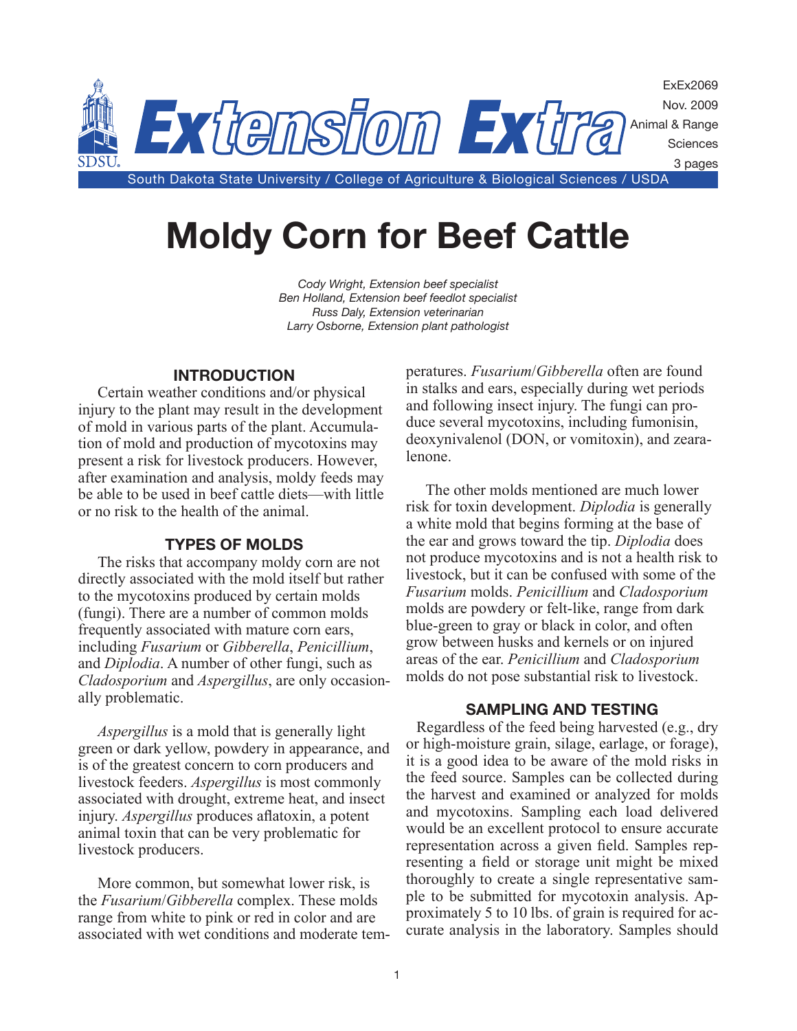ExEx2069
Nov. 2009
Animal & Range Sciences

South Dakota State University / College of Agriculture & Biological Sciences / USDA

# Moldy Corn for Beef Cattle

*Cody Wright, Extension beef specialist*
*Ben Holland, Extension beef feedlot specialist*
*Russ Daly, Extension veterinarian*
*Larry Osborne, Extension plant pathologist*

## INTRODUCTION

Certain weather conditions and/or physical injury to the plant may result in the development of mold in various parts of the plant. Accumulation of mold and production of mycotoxins may present a risk for livestock producers. However, after examination and analysis, moldy feeds may be able to be used in beef cattle diets—with little or no risk to the health of the animal.

## TYPES OF MOLDS

The risks that accompany moldy corn are not directly associated with the mold itself but rather to the mycotoxins produced by certain molds (fungi). There are a number of common molds frequently associated with mature corn ears, including *Fusarium* or *Gibberella*, *Penicillium*, and *Diplodia*. A number of other fungi, such as *Cladosporium* and *Aspergillus*, are only occasionally problematic.

*Aspergillus* is a mold that is generally light green or dark yellow, powdery in appearance, and is of the greatest concern to corn producers and livestock feeders. *Aspergillus* is most commonly associated with drought, extreme heat, and insect injury. *Aspergillus* produces aflatoxin, a potent animal toxin that can be very problematic for livestock producers.

More common, but somewhat lower risk, is the *Fusarium*/*Gibberella* complex. These molds range from white to pink or red in color and are associated with wet conditions and moderate temperatures. *Fusarium*/*Gibberella* often are found in stalks and ears, especially during wet periods and following insect injury. The fungi can produce several mycotoxins, including fumonisin, deoxynivalenol (DON, or vomitoxin), and zearalenone.

The other molds mentioned are much lower risk for toxin development. *Diplodia* is generally a white mold that begins forming at the base of the ear and grows toward the tip. *Diplodia* does not produce mycotoxins and is not a health risk to livestock, but it can be confused with some of the *Fusarium* molds. *Penicillium* and *Cladosporium* molds are powdery or felt-like, range from dark blue-green to gray or black in color, and often grow between husks and kernels or on injured areas of the ear. *Penicillium* and *Cladosporium* molds do not pose substantial risk to livestock.

## SAMPLING AND TESTING

Regardless of the feed being harvested (e.g., dry or high-moisture grain, silage, earlage, or forage), it is a good idea to be aware of the mold risks in the feed source. Samples can be collected during the harvest and examined or analyzed for molds and mycotoxins. Sampling each load delivered would be an excellent protocol to ensure accurate representation across a given field. Samples representing a field or storage unit might be mixed thoroughly to create a single representative sample to be submitted for mycotoxin analysis. Approximately 5 to 10 lbs. of grain is required for accurate analysis in the laboratory. Samples should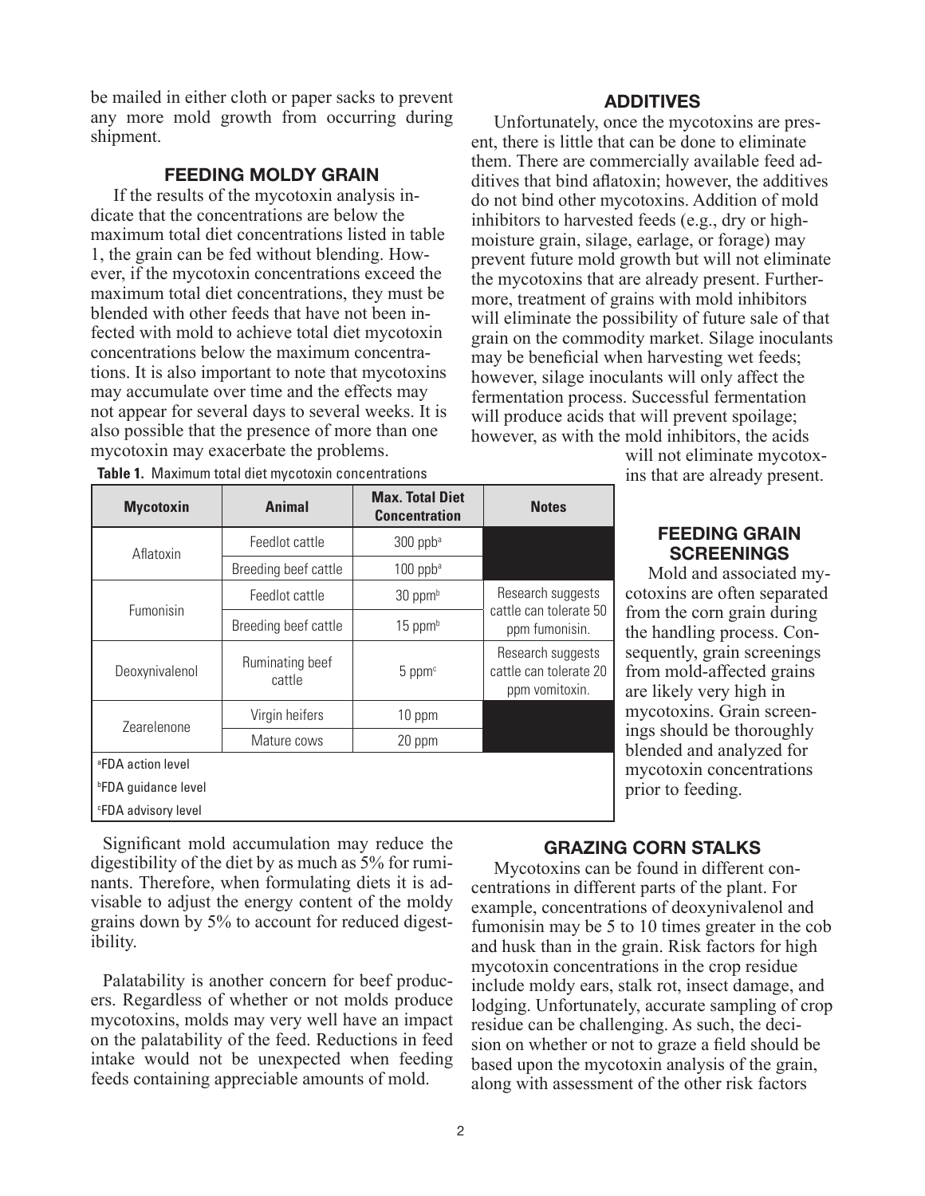be mailed in either cloth or paper sacks to prevent any more mold growth from occurring during shipment.

## FEEDING MOLDY GRAIN

If the results of the mycotoxin analysis indicate that the concentrations are below the maximum total diet concentrations listed in table 1, the grain can be fed without blending. However, if the mycotoxin concentrations exceed the maximum total diet concentrations, they must be blended with other feeds that have not been infected with mold to achieve total diet mycotoxin concentrations below the maximum concentrations. It is also important to note that mycotoxins may accumulate over time and the effects may not appear for several days to several weeks. It is also possible that the presence of more than one mycotoxin may exacerbate the problems.

**Table 1.** Maximum total diet mycotoxin concentrations

| Mycotoxin | Animal | Max. Total Diet Concentration | Notes |
|---|---|---|---|
| Aflatoxin | Feedlot cattle | 300 ppb[a] | |
| | Breeding beef cattle | 100 ppb[a] | |
| Fumonisin | Feedlot cattle | 30 ppm[b] | Research suggests cattle can tolerate 50 ppm fumonisin. |
| | Breeding beef cattle | 15 ppm[b] | |
| Deoxynivalenol | Ruminating beef cattle | 5 ppm[c] | Research suggests cattle can tolerate 20 ppm vomitoxin. |
| Zearelenone | Virgin heifers | 10 ppm | |
| | Mature cows | 20 ppm | |

[a]FDA action level
[b]FDA guidance level
[c]FDA advisory level

Significant mold accumulation may reduce the digestibility of the diet by as much as 5% for ruminants. Therefore, when formulating diets it is advisable to adjust the energy content of the moldy grains down by 5% to account for reduced digestibility.

Palatability is another concern for beef producers. Regardless of whether or not molds produce mycotoxins, molds may very well have an impact on the palatability of the feed. Reductions in feed intake would not be unexpected when feeding feeds containing appreciable amounts of mold.

## ADDITIVES

Unfortunately, once the mycotoxins are present, there is little that can be done to eliminate them. There are commercially available feed additives that bind aflatoxin; however, the additives do not bind other mycotoxins. Addition of mold inhibitors to harvested feeds (e.g., dry or high-moisture grain, silage, earlage, or forage) may prevent future mold growth but will not eliminate the mycotoxins that are already present. Furthermore, treatment of grains with mold inhibitors will eliminate the possibility of future sale of that grain on the commodity market. Silage inoculants may be beneficial when harvesting wet feeds; however, silage inoculants will only affect the fermentation process. Successful fermentation will produce acids that will prevent spoilage; however, as with the mold inhibitors, the acids will not eliminate mycotoxins that are already present.

## FEEDING GRAIN SCREENINGS

Mold and associated mycotoxins are often separated from the corn grain during the handling process. Consequently, grain screenings from mold-affected grains are likely very high in mycotoxins. Grain screenings should be thoroughly blended and analyzed for mycotoxin concentrations prior to feeding.

## GRAZING CORN STALKS

Mycotoxins can be found in different concentrations in different parts of the plant. For example, concentrations of deoxynivalenol and fumonisin may be 5 to 10 times greater in the cob and husk than in the grain. Risk factors for high mycotoxin concentrations in the crop residue include moldy ears, stalk rot, insect damage, and lodging. Unfortunately, accurate sampling of crop residue can be challenging. As such, the decision on whether or not to graze a field should be based upon the mycotoxin analysis of the grain, along with assessment of the other risk factors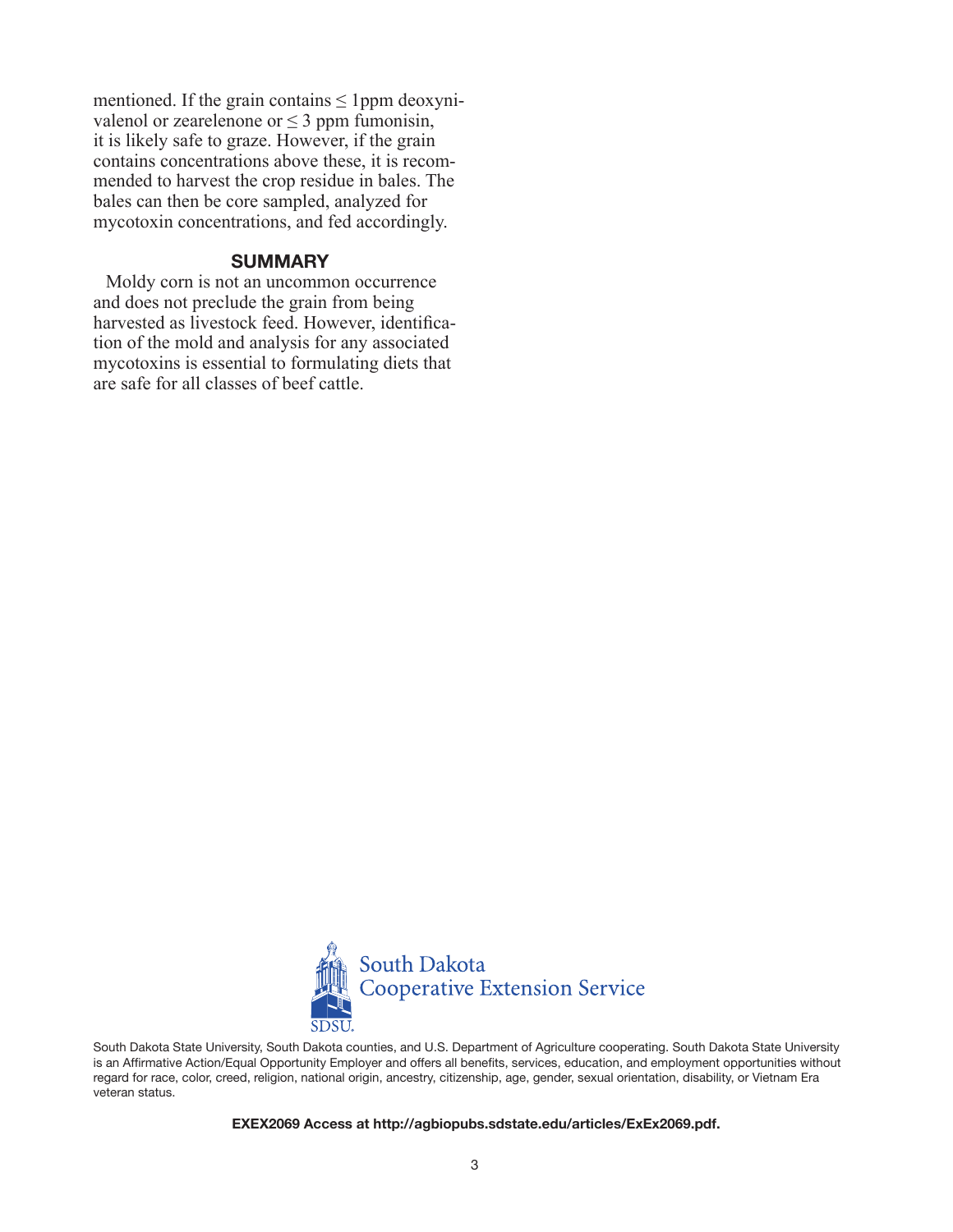mentioned. If the grain contains ≤ 1ppm deoxynivalenol or zearelenone or ≤ 3 ppm fumonisin, it is likely safe to graze. However, if the grain contains concentrations above these, it is recommended to harvest the crop residue in bales. The bales can then be core sampled, analyzed for mycotoxin concentrations, and fed accordingly.

## SUMMARY

Moldy corn is not an uncommon occurrence and does not preclude the grain from being harvested as livestock feed. However, identification of the mold and analysis for any associated mycotoxins is essential to formulating diets that are safe for all classes of beef cattle.

South Dakota Cooperative Extension Service

SDSU.

South Dakota State University, South Dakota counties, and U.S. Department of Agriculture cooperating. South Dakota State University is an Affirmative Action/Equal Opportunity Employer and offers all benefits, services, education, and employment opportunities without regard for race, color, creed, religion, national origin, ancestry, citizenship, age, gender, sexual orientation, disability, or Vietnam Era veteran status.

**EXEX2069 Access at http://agbiopubs.sdstate.edu/articles/ExEx2069.pdf.**